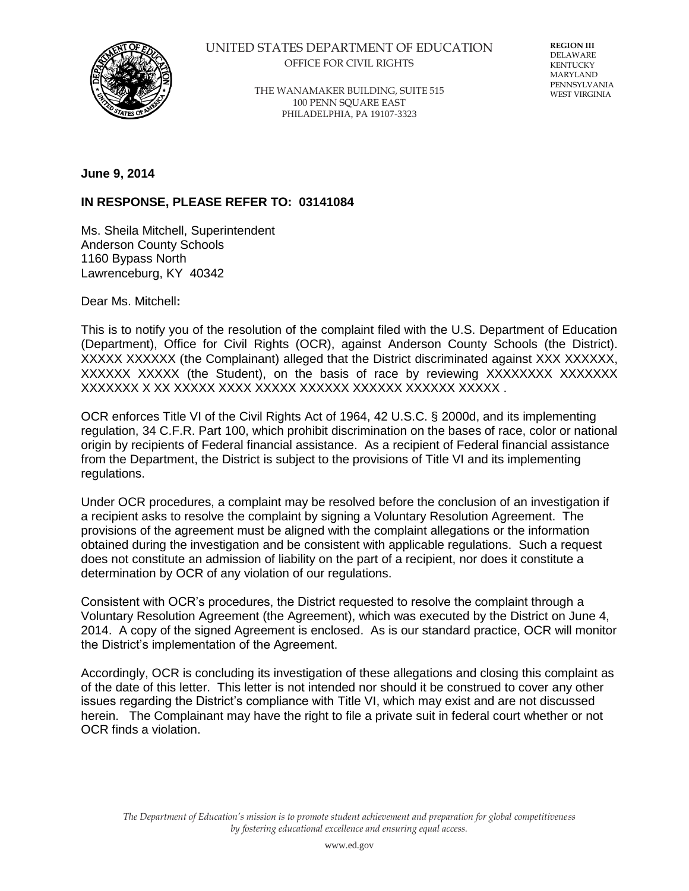UNITED STATES DEPARTMENT OF EDUCATION
OFFICE FOR CIVIL RIGHTS

THE WANAMAKER BUILDING, SUITE 515
100 PENN SQUARE EAST
PHILADELPHIA, PA 19107-3323

**REGION III**
DELAWARE
KENTUCKY
MARYLAND
PENNSYLVANIA
WEST VIRGINIA

**June 9, 2014**

**IN RESPONSE, PLEASE REFER TO: 03141084**

Ms. Sheila Mitchell, Superintendent
Anderson County Schools
1160 Bypass North
Lawrenceburg, KY 40342

Dear Ms. Mitchell**:**

This is to notify you of the resolution of the complaint filed with the U.S. Department of Education (Department), Office for Civil Rights (OCR), against Anderson County Schools (the District). XXXXX XXXXXX (the Complainant) alleged that the District discriminated against XXX XXXXXX, XXXXXX XXXXX (the Student), on the basis of race by reviewing XXXXXXXX XXXXXXX XXXXXXX X XX XXXXX XXXX XXXXX XXXXXX XXXXXX XXXXXX XXXXX .

OCR enforces Title VI of the Civil Rights Act of 1964, 42 U.S.C. § 2000d, and its implementing regulation, 34 C.F.R. Part 100, which prohibit discrimination on the bases of race, color or national origin by recipients of Federal financial assistance. As a recipient of Federal financial assistance from the Department, the District is subject to the provisions of Title VI and its implementing regulations.

Under OCR procedures, a complaint may be resolved before the conclusion of an investigation if a recipient asks to resolve the complaint by signing a Voluntary Resolution Agreement. The provisions of the agreement must be aligned with the complaint allegations or the information obtained during the investigation and be consistent with applicable regulations. Such a request does not constitute an admission of liability on the part of a recipient, nor does it constitute a determination by OCR of any violation of our regulations.

Consistent with OCR's procedures, the District requested to resolve the complaint through a Voluntary Resolution Agreement (the Agreement), which was executed by the District on June 4, 2014. A copy of the signed Agreement is enclosed. As is our standard practice, OCR will monitor the District's implementation of the Agreement.

Accordingly, OCR is concluding its investigation of these allegations and closing this complaint as of the date of this letter. This letter is not intended nor should it be construed to cover any other issues regarding the District's compliance with Title VI, which may exist and are not discussed herein. The Complainant may have the right to file a private suit in federal court whether or not OCR finds a violation.

*The Department of Education's mission is to promote student achievement and preparation for global competitiveness by fostering educational excellence and ensuring equal access.*

www.ed.gov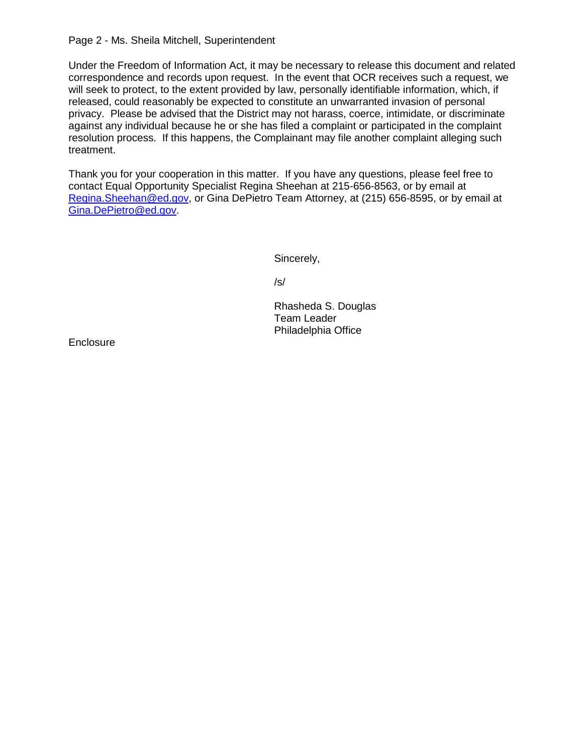Under the Freedom of Information Act, it may be necessary to release this document and related correspondence and records upon request. In the event that OCR receives such a request, we will seek to protect, to the extent provided by law, personally identifiable information, which, if released, could reasonably be expected to constitute an unwarranted invasion of personal privacy. Please be advised that the District may not harass, coerce, intimidate, or discriminate against any individual because he or she has filed a complaint or participated in the complaint resolution process. If this happens, the Complainant may file another complaint alleging such treatment.

Thank you for your cooperation in this matter. If you have any questions, please feel free to contact Equal Opportunity Specialist Regina Sheehan at 215-656-8563, or by email at Regina.Sheehan@ed.gov, or Gina DePietro Team Attorney, at (215) 656-8595, or by email at Gina.DePietro@ed.gov.

Sincerely,

/s/

Rhasheda S. Douglas
Team Leader
Philadelphia Office

Enclosure